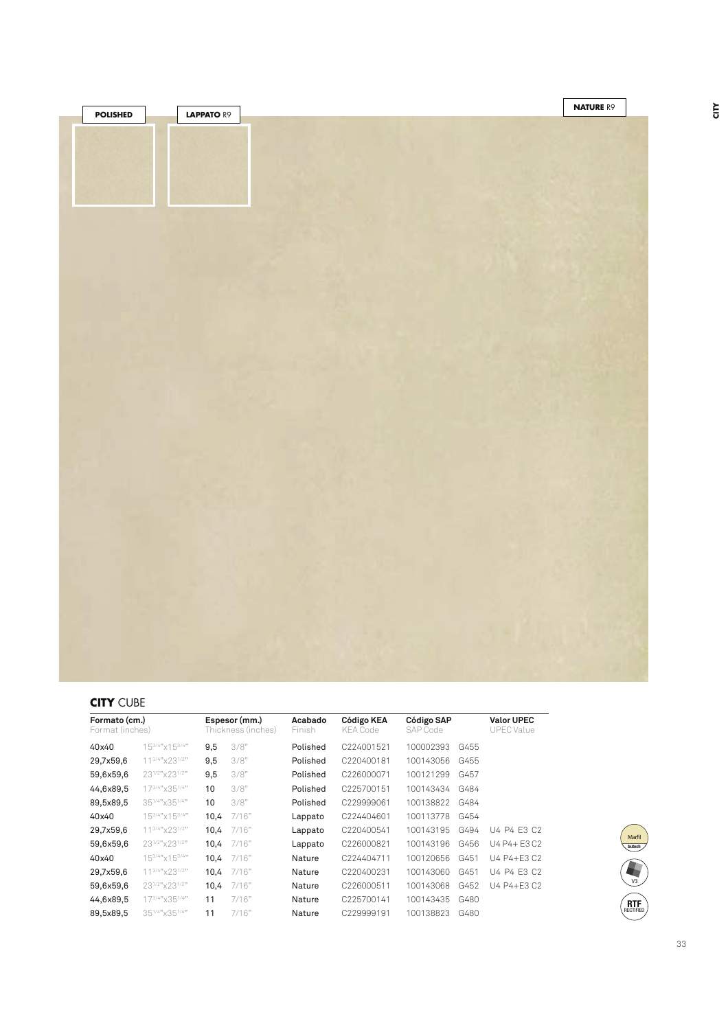POLISHED

LAPPATO R9

NATURE R9

## CITY CUBE

| Formato (cm.) Format (inches) | | Espesor (mm.) Thickness (inches) | | Acabado Finish | Código KEA KEA Code | Código SAP SAP Code | | Valor UPEC UPEC Value |
|---|---|---|---|---|---|---|---|---|
| 40x40 | 15 3/4"x15 3/4" | 9,5 | 3/8" | Polished | C224001521 | 100002393 | G455 | |
| 29,7x59,6 | 11 3/4"x23 1/2" | 9,5 | 3/8" | Polished | C220400181 | 100143056 | G455 | |
| 59,6x59,6 | 23 1/2"x23 1/2" | 9,5 | 3/8" | Polished | C226000071 | 100121299 | G457 | |
| 44,6x89,5 | 17 3/4"x35 1/4" | 10 | 3/8" | Polished | C225700151 | 100143434 | G484 | |
| 89,5x89,5 | 35 1/4"x35 1/4" | 10 | 3/8" | Polished | C229999061 | 100138822 | G484 | |
| 40x40 | 15 3/4"x15 3/4" | 10,4 | 7/16" | Lappato | C224404601 | 100113778 | G454 | |
| 29,7x59,6 | 11 3/4"x23 1/2" | 10,4 | 7/16" | Lappato | C220400541 | 100143195 | G494 | U4 P4 E3 C2 |
| 59,6x59,6 | 23 1/2"x23 1/2" | 10,4 | 7/16" | Lappato | C226000821 | 100143196 | G456 | U4 P4+ E3 C2 |
| 40x40 | 15 3/4"x15 3/4" | 10,4 | 7/16" | Nature | C224404711 | 100120656 | G451 | U4 P4+E3 C2 |
| 29,7x59,6 | 11 3/4"x23 1/2" | 10,4 | 7/16" | Nature | C220400231 | 100143060 | G451 | U4 P4 E3 C2 |
| 59,6x59,6 | 23 1/2"x23 1/2" | 10,4 | 7/16" | Nature | C226000511 | 100143068 | G452 | U4 P4+E3 C2 |
| 44,6x89,5 | 17 3/4"x35 1/4" | 11 | 7/16" | Nature | C225700141 | 100143435 | G480 | |
| 89,5x89,5 | 35 1/4"x35 1/4" | 11 | 7/16" | Nature | C229999191 | 100138823 | G480 | |

Marfil butech

V3

RTF RECTIFIED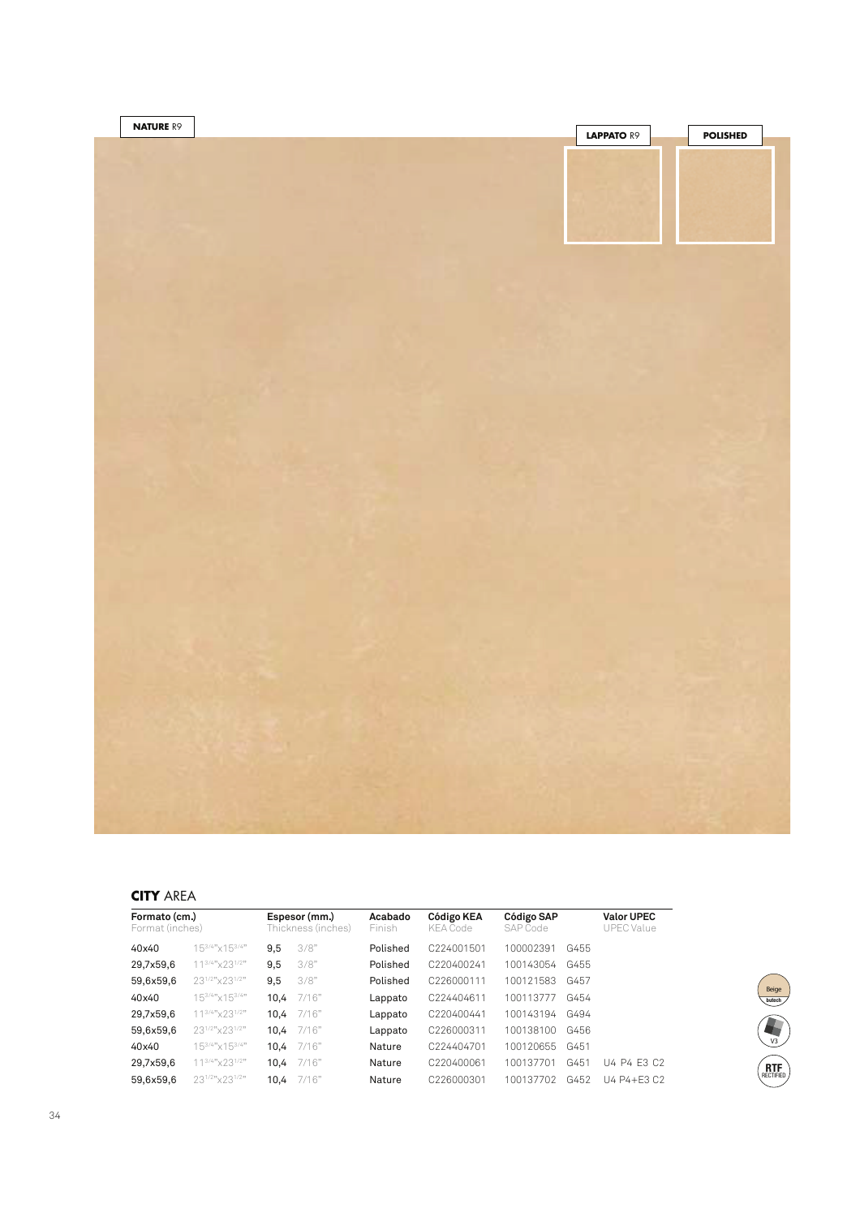**NATURE** R9

**LAPPATO** R9

**POLISHED**

## **CITY** AREA

| Formato (cm.) Format (inches) | | Espesor (mm.) Thickness (inches) | | Acabado Finish | Código KEA KEA Code | Código SAP SAP Code | | Valor UPEC UPEC Value |
|---|---|---|---|---|---|---|---|---|
| 40x40 | 15¾"x15¾" | 9,5 | 3/8" | Polished | C224001501 | 100002391 | G455 | |
| 29,7x59,6 | 11¾"x23½" | 9,5 | 3/8" | Polished | C220400241 | 100143054 | G455 | |
| 59,6x59,6 | 23½"x23½" | 9,5 | 3/8" | Polished | C226000111 | 100121583 | G457 | |
| 40x40 | 15¾"x15¾" | 10,4 | 7/16" | Lappato | C224404611 | 100113777 | G454 | |
| 29,7x59,6 | 11¾"x23½" | 10,4 | 7/16" | Lappato | C220400441 | 100143194 | G494 | |
| 59,6x59,6 | 23½"x23½" | 10,4 | 7/16" | Lappato | C226000311 | 100138100 | G456 | |
| 40x40 | 15¾"x15¾" | 10,4 | 7/16" | Nature | C224404701 | 100120655 | G451 | |
| 29,7x59,6 | 11¾"x23½" | 10,4 | 7/16" | Nature | C220400061 | 100137701 | G451 | U4 P4 E3 C2 |
| 59,6x59,6 | 23½"x23½" | 10,4 | 7/16" | Nature | C226000301 | 100137702 | G452 | U4 P4+E3 C2 |

Beige butech

V3

RTF RECTIFIED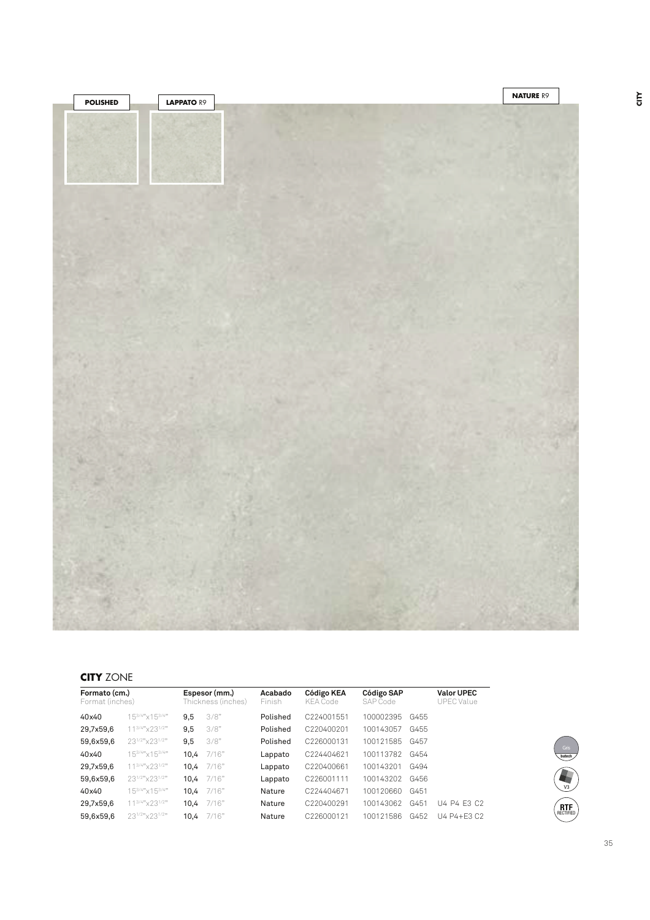POLISHED

LAPPATO R9

NATURE R9

## CITY ZONE

| Formato (cm.) Format (inches) | | Espesor (mm.) Thickness (inches) | | Acabado Finish | Código KEA KEA Code | Código SAP SAP Code | | Valor UPEC UPEC Value |
|---|---|---|---|---|---|---|---|---|
| 40x40 | 15 3/4"x15 3/4" | 9,5 | 3/8" | Polished | C224001551 | 100002395 | G455 | |
| 29,7x59,6 | 11 3/4"x23 1/2" | 9,5 | 3/8" | Polished | C220400201 | 100143057 | G455 | |
| 59,6x59,6 | 23 1/2"x23 1/2" | 9,5 | 3/8" | Polished | C226000131 | 100121585 | G457 | |
| 40x40 | 15 3/4"x15 3/4" | 10,4 | 7/16" | Lappato | C224404621 | 100113782 | G454 | |
| 29,7x59,6 | 11 3/4"x23 1/2" | 10,4 | 7/16" | Lappato | C220400661 | 100143201 | G494 | |
| 59,6x59,6 | 23 1/2"x23 1/2" | 10,4 | 7/16" | Lappato | C226001111 | 100143202 | G456 | |
| 40x40 | 15 3/4"x15 3/4" | 10,4 | 7/16" | Nature | C224404671 | 100120660 | G451 | |
| 29,7x59,6 | 11 3/4"x23 1/2" | 10,4 | 7/16" | Nature | C220400291 | 100143062 | G451 | U4 P4 E3 C2 |
| 59,6x59,6 | 23 1/2"x23 1/2" | 10,4 | 7/16" | Nature | C226000121 | 100121586 | G452 | U4 P4+E3 C2 |

Gris butech

V3

RTF RECTIFIED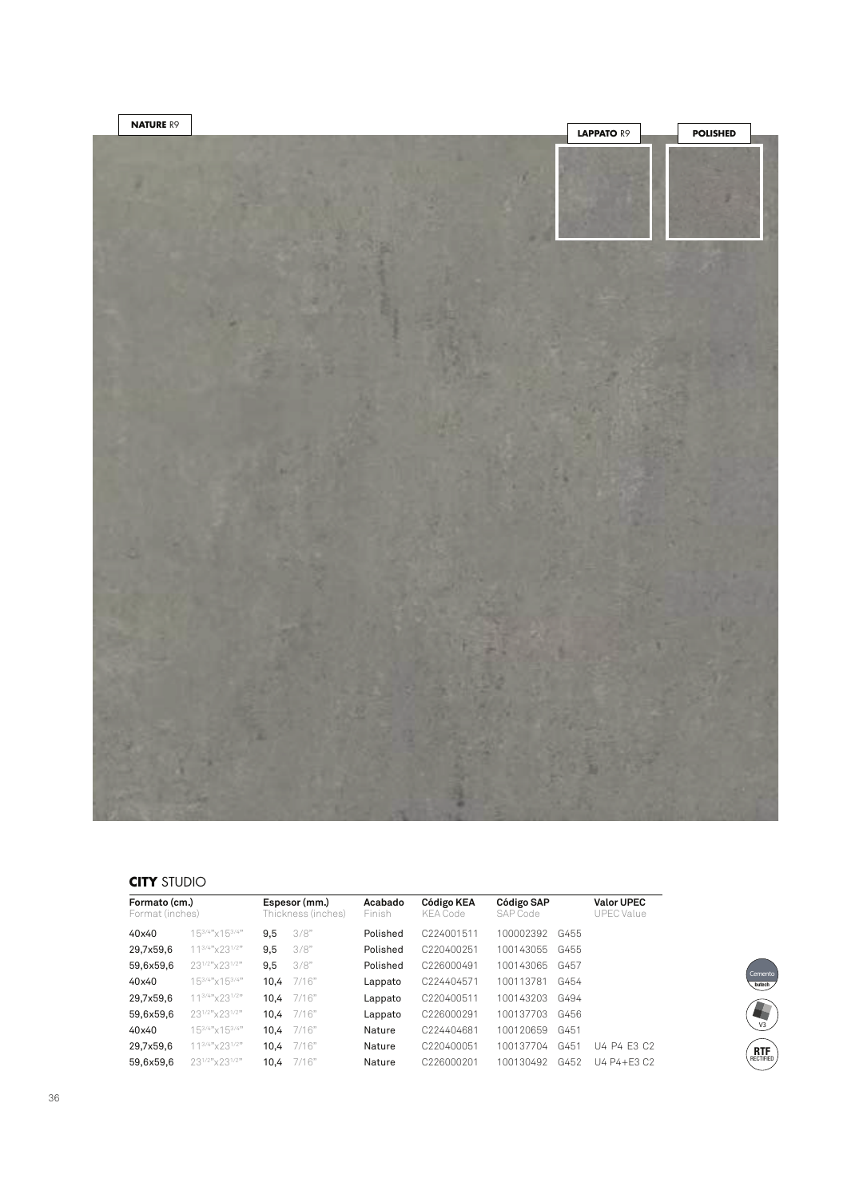**NATURE** R9

**LAPPATO** R9

**POLISHED**

## **CITY** STUDIO

| Formato (cm.) Format (inches) | | Espesor (mm.) Thickness (inches) | | Acabado Finish | Código KEA KEA Code | Código SAP SAP Code | | Valor UPEC UPEC Value |
|---|---|---|---|---|---|---|---|---|
| 40x40 | 15 3/4"x15 3/4" | 9,5 | 3/8" | Polished | C224001511 | 100002392 | G455 | |
| 29,7x59,6 | 11 3/4"x23 1/2" | 9,5 | 3/8" | Polished | C220400251 | 100143055 | G455 | |
| 59,6x59,6 | 23 1/2"x23 1/2" | 9,5 | 3/8" | Polished | C226000491 | 100143065 | G457 | |
| 40x40 | 15 3/4"x15 3/4" | 10,4 | 7/16" | Lappato | C224404571 | 100113781 | G454 | |
| 29,7x59,6 | 11 3/4"x23 1/2" | 10,4 | 7/16" | Lappato | C220400511 | 100143203 | G494 | |
| 59,6x59,6 | 23 1/2"x23 1/2" | 10,4 | 7/16" | Lappato | C226000291 | 100137703 | G456 | |
| 40x40 | 15 3/4"x15 3/4" | 10,4 | 7/16" | Nature | C224404681 | 100120659 | G451 | |
| 29,7x59,6 | 11 3/4"x23 1/2" | 10,4 | 7/16" | Nature | C220400051 | 100137704 | G451 | U4 P4 E3 C2 |
| 59,6x59,6 | 23 1/2"x23 1/2" | 10,4 | 7/16" | Nature | C226000201 | 100130492 | G452 | U4 P4+E3 C2 |

Cemento butech

V3

RTF RECTIFIED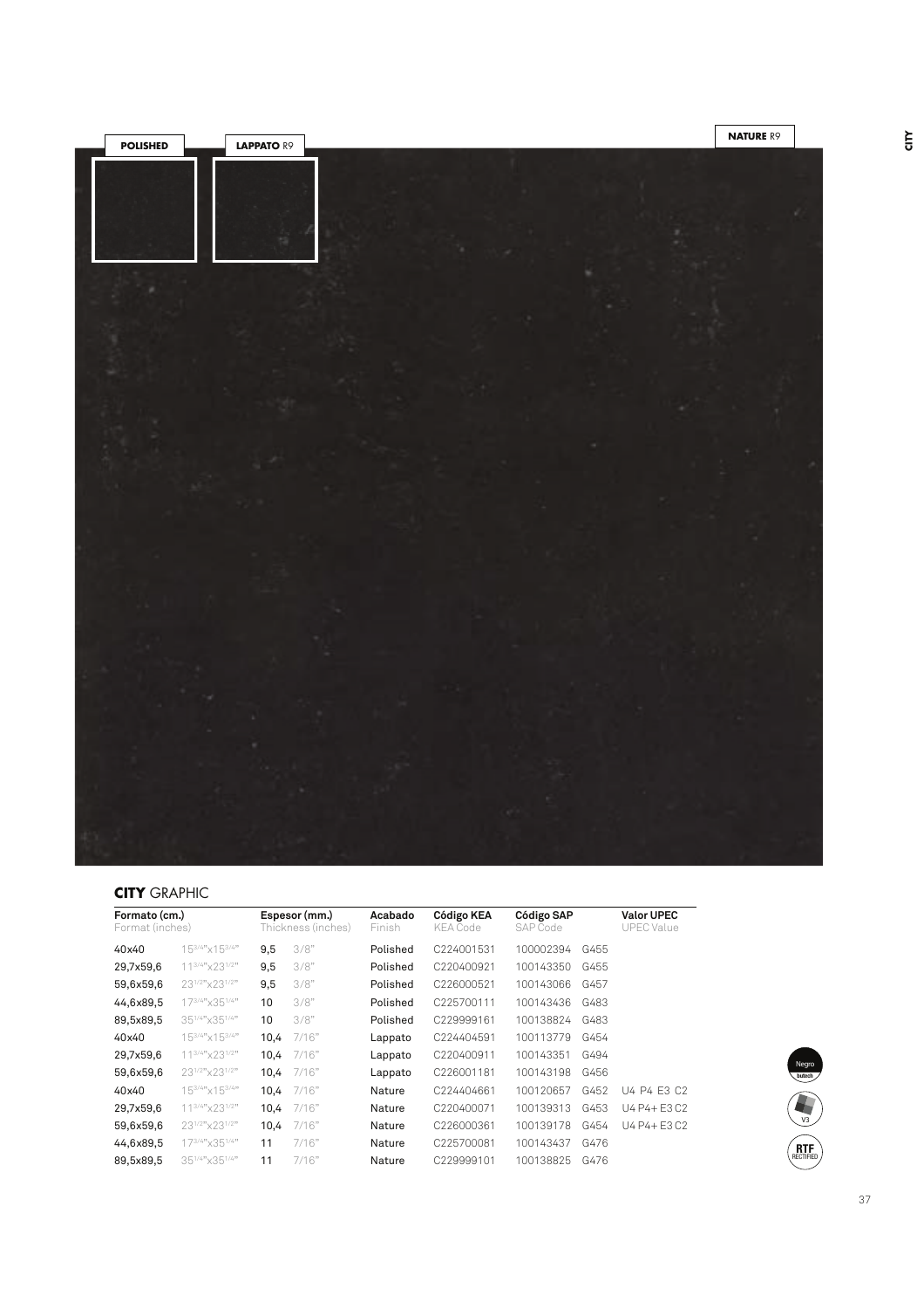POLISHED

LAPPATO R9

NATURE R9

## CITY GRAPHIC

| Formato (cm.) Format (inches) | | Espesor (mm.) Thickness (inches) | | Acabado Finish | Código KEA KEA Code | Código SAP SAP Code | | Valor UPEC UPEC Value |
|---|---|---|---|---|---|---|---|---|
| 40x40 | 15$^{3/4}$"x15$^{3/4}$" | 9,5 | 3/8" | Polished | C224001531 | 100002394 | G455 | |
| 29,7x59,6 | 11$^{3/4}$"x23$^{1/2}$" | 9,5 | 3/8" | Polished | C220400921 | 100143350 | G455 | |
| 59,6x59,6 | 23$^{1/2}$"x23$^{1/2}$" | 9,5 | 3/8" | Polished | C226000521 | 100143066 | G457 | |
| 44,6x89,5 | 17$^{3/4}$"x35$^{1/4}$" | 10 | 3/8" | Polished | C225700111 | 100143436 | G483 | |
| 89,5x89,5 | 35$^{1/4}$"x35$^{1/4}$" | 10 | 3/8" | Polished | C229999161 | 100138824 | G483 | |
| 40x40 | 15$^{3/4}$"x15$^{3/4}$" | 10,4 | 7/16" | Lappato | C224404591 | 100113779 | G454 | |
| 29,7x59,6 | 11$^{3/4}$"x23$^{1/2}$" | 10,4 | 7/16" | Lappato | C220400911 | 100143351 | G494 | |
| 59,6x59,6 | 23$^{1/2}$"x23$^{1/2}$" | 10,4 | 7/16" | Lappato | C226001181 | 100143198 | G456 | |
| 40x40 | 15$^{3/4}$"x15$^{3/4}$" | 10,4 | 7/16" | Nature | C224404661 | 100120657 | G452 | U4 P4 E3 C2 |
| 29,7x59,6 | 11$^{3/4}$"x23$^{1/2}$" | 10,4 | 7/16" | Nature | C220400071 | 100139313 | G453 | U4 P4+ E3 C2 |
| 59,6x59,6 | 23$^{1/2}$"x23$^{1/2}$" | 10,4 | 7/16" | Nature | C226000361 | 100139178 | G454 | U4 P4+ E3 C2 |
| 44,6x89,5 | 17$^{3/4}$"x35$^{1/4}$" | 11 | 7/16" | Nature | C225700081 | 100143437 | G476 | |
| 89,5x89,5 | 35$^{1/4}$"x35$^{1/4}$" | 11 | 7/16" | Nature | C229999101 | 100138825 | G476 | |

Negro butech

V3

RTF RECTIFIED